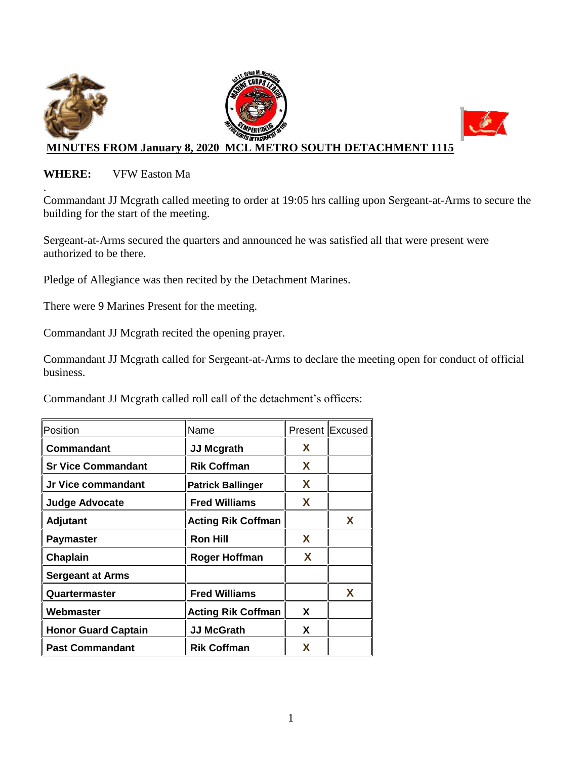**MINUTES FROM January 8, 2020 MCL METRO SOUTH DETACHMENT 1115**

**WHERE:** VFW Easton Ma

.

Commandant JJ Mcgrath called meeting to order at 19:05 hrs calling upon Sergeant-at-Arms to secure the building for the start of the meeting.

Sergeant-at-Arms secured the quarters and announced he was satisfied all that were present were authorized to be there.

Pledge of Allegiance was then recited by the Detachment Marines.

There were 9 Marines Present for the meeting.

Commandant JJ Mcgrath recited the opening prayer.

Commandant JJ Mcgrath called for Sergeant-at-Arms to declare the meeting open for conduct of official business.

Commandant JJ Mcgrath called roll call of the detachment's officers:

| Position | Name | Present | Excused |
|---|---|---|---|
| **Commandant** | **JJ Mcgrath** | **X** | |
| **Sr Vice Commandant** | **Rik Coffman** | **X** | |
| **Jr Vice commandant** | **Patrick Ballinger** | **X** | |
| **Judge Advocate** | **Fred Williams** | **X** | |
| **Adjutant** | **Acting Rik Coffman** | | **X** |
| **Paymaster** | **Ron Hill** | **X** | |
| **Chaplain** | **Roger Hoffman** | **X** | |
| **Sergeant at Arms** | | | |
| **Quartermaster** | **Fred Williams** | | **X** |
| **Webmaster** | **Acting Rik Coffman** | **X** | |
| **Honor Guard Captain** | **JJ McGrath** | **X** | |
| **Past Commandant** | **Rik Coffman** | **X** | |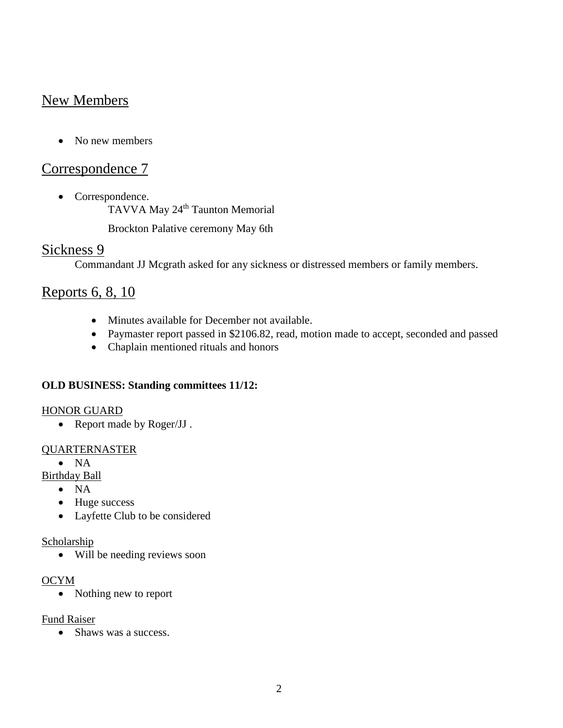## New Members

- No new members

## Correspondence 7

- Correspondence.
  TAVVA May 24th Taunton Memorial
  
  Brockton Palative ceremony May 6th

## Sickness 9

Commandant JJ Mcgrath asked for any sickness or distressed members or family members.

## Reports 6, 8, 10

- Minutes available for December not available.
- Paymaster report passed in $2106.82, read, motion made to accept, seconded and passed
- Chaplain mentioned rituals and honors

**OLD BUSINESS: Standing committees 11/12:**

HONOR GUARD

- Report made by Roger/JJ .

QUARTERNASTER

- NA

Birthday Ball

- NA
- Huge success
- Layfette Club to be considered

Scholarship

- Will be needing reviews soon

OCYM

- Nothing new to report

Fund Raiser

- Shaws was a success.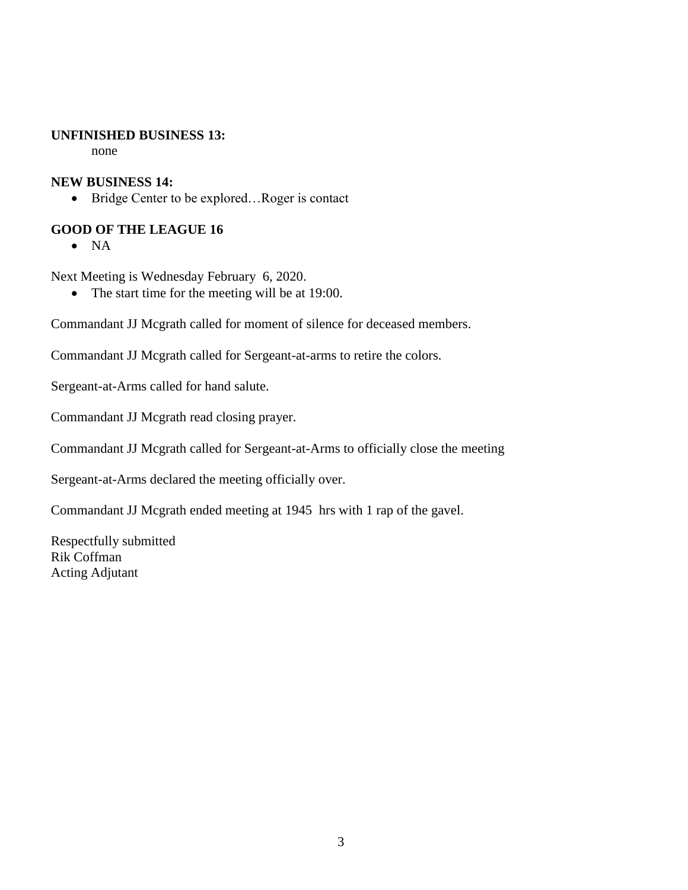**UNFINISHED BUSINESS 13:**

none

**NEW BUSINESS 14:**

- Bridge Center to be explored…Roger is contact

**GOOD OF THE LEAGUE 16**

- NA

Next Meeting is Wednesday February 6, 2020.

- The start time for the meeting will be at 19:00.

Commandant JJ Mcgrath called for moment of silence for deceased members.

Commandant JJ Mcgrath called for Sergeant-at-arms to retire the colors.

Sergeant-at-Arms called for hand salute.

Commandant JJ Mcgrath read closing prayer.

Commandant JJ Mcgrath called for Sergeant-at-Arms to officially close the meeting

Sergeant-at-Arms declared the meeting officially over.

Commandant JJ Mcgrath ended meeting at 1945 hrs with 1 rap of the gavel.

Respectfully submitted
Rik Coffman
Acting Adjutant